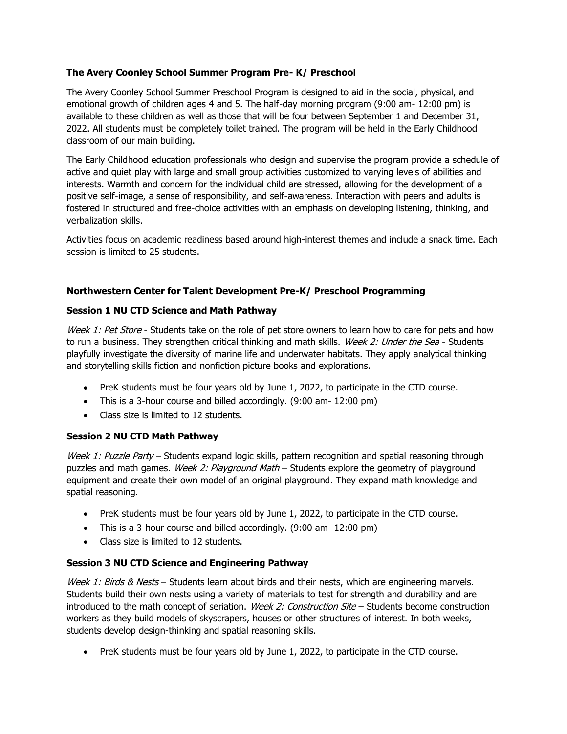### The Avery Coonley School Summer Program Pre- K/ Preschool

The Avery Coonley School Summer Preschool Program is designed to aid in the social, physical, and emotional growth of children ages 4 and 5. The half-day morning program (9:00 am- 12:00 pm) is available to these children as well as those that will be four between September 1 and December 31, 2022. All students must be completely toilet trained. The program will be held in the Early Childhood classroom of our main building.

The Early Childhood education professionals who design and supervise the program provide a schedule of active and quiet play with large and small group activities customized to varying levels of abilities and interests. Warmth and concern for the individual child are stressed, allowing for the development of a positive self-image, a sense of responsibility, and self-awareness. Interaction with peers and adults is fostered in structured and free-choice activities with an emphasis on developing listening, thinking, and verbalization skills.

Activities focus on academic readiness based around high-interest themes and include a snack time. Each session is limited to 25 students.

### Northwestern Center for Talent Development Pre-K/ Preschool Programming

#### Session 1 NU CTD Science and Math Pathway

*Week 1: Pet Store* - Students take on the role of pet store owners to learn how to care for pets and how to run a business. They strengthen critical thinking and math skills. *Week 2: Under the Sea* - Students playfully investigate the diversity of marine life and underwater habitats. They apply analytical thinking and storytelling skills fiction and nonfiction picture books and explorations.

- PreK students must be four years old by June 1, 2022, to participate in the CTD course.
- This is a 3-hour course and billed accordingly. (9:00 am- 12:00 pm)
- Class size is limited to 12 students.

#### Session 2 NU CTD Math Pathway

*Week 1: Puzzle Party* – Students expand logic skills, pattern recognition and spatial reasoning through puzzles and math games. *Week 2: Playground Math* – Students explore the geometry of playground equipment and create their own model of an original playground. They expand math knowledge and spatial reasoning.

- PreK students must be four years old by June 1, 2022, to participate in the CTD course.
- This is a 3-hour course and billed accordingly. (9:00 am- 12:00 pm)
- Class size is limited to 12 students.

#### Session 3 NU CTD Science and Engineering Pathway

*Week 1: Birds & Nests* – Students learn about birds and their nests, which are engineering marvels. Students build their own nests using a variety of materials to test for strength and durability and are introduced to the math concept of seriation. *Week 2: Construction Site* – Students become construction workers as they build models of skyscrapers, houses or other structures of interest. In both weeks, students develop design-thinking and spatial reasoning skills.

- PreK students must be four years old by June 1, 2022, to participate in the CTD course.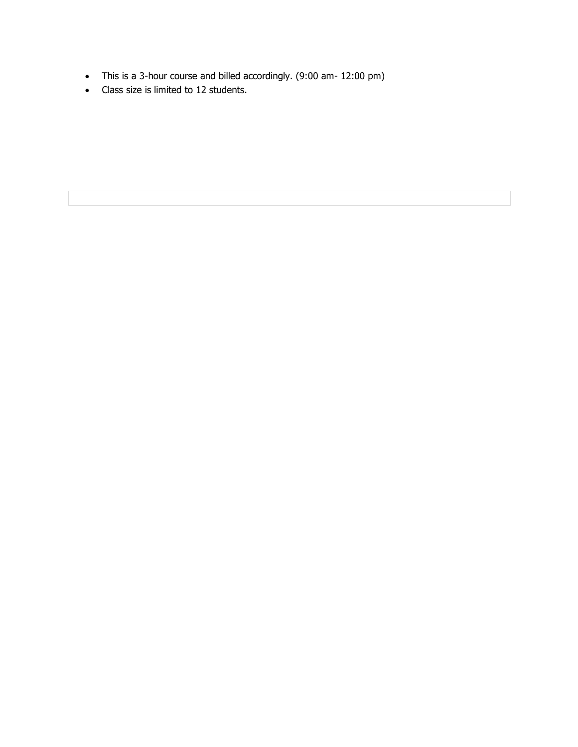- This is a 3-hour course and billed accordingly. (9:00 am- 12:00 pm)
- Class size is limited to 12 students.